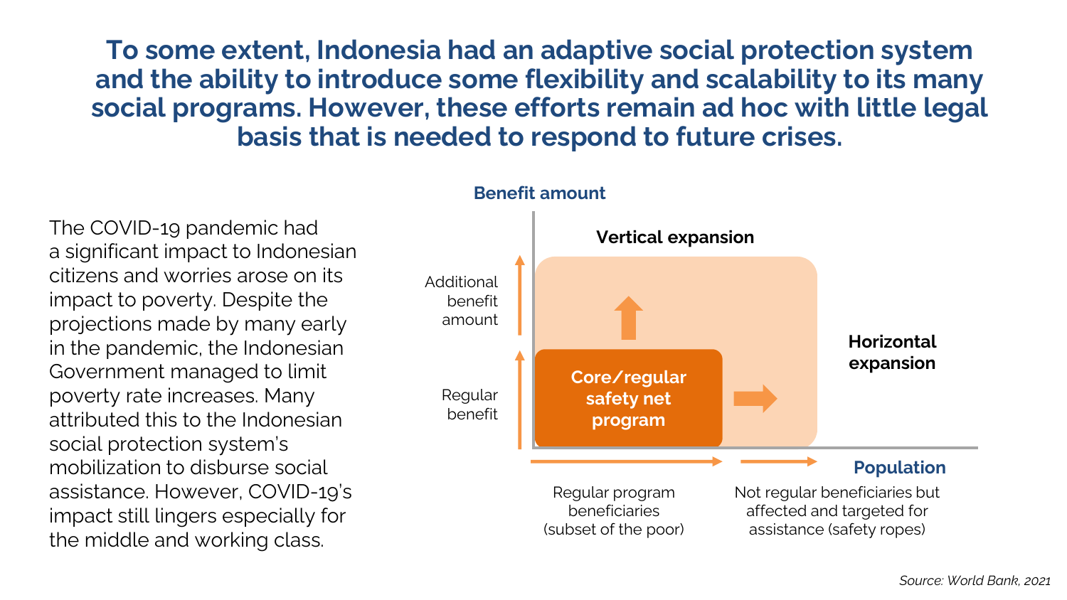# To some extent, Indonesia had an adaptive social protection system and the ability to introduce some flexibility and scalability to its many social programs. However, these efforts remain ad hoc with little legal basis that is needed to respond to future crises.

The COVID-19 pandemic had a significant impact to Indonesian citizens and worries arose on its impact to poverty. Despite the projections made by many early in the pandemic, the Indonesian Government managed to limit poverty rate increases. Many attributed this to the Indonesian social protection system's mobilization to disburse social assistance. However, COVID-19's impact still lingers especially for the middle and working class.

**Benefit amount**

**Vertical expansion**

Additional benefit amount

Regular benefit

**Core/regular safety net program**

**Horizontal expansion**

**Population**

Regular program beneficiaries (subset of the poor)

Not regular beneficiaries but affected and targeted for assistance (safety ropes)

*Source: World Bank, 2021*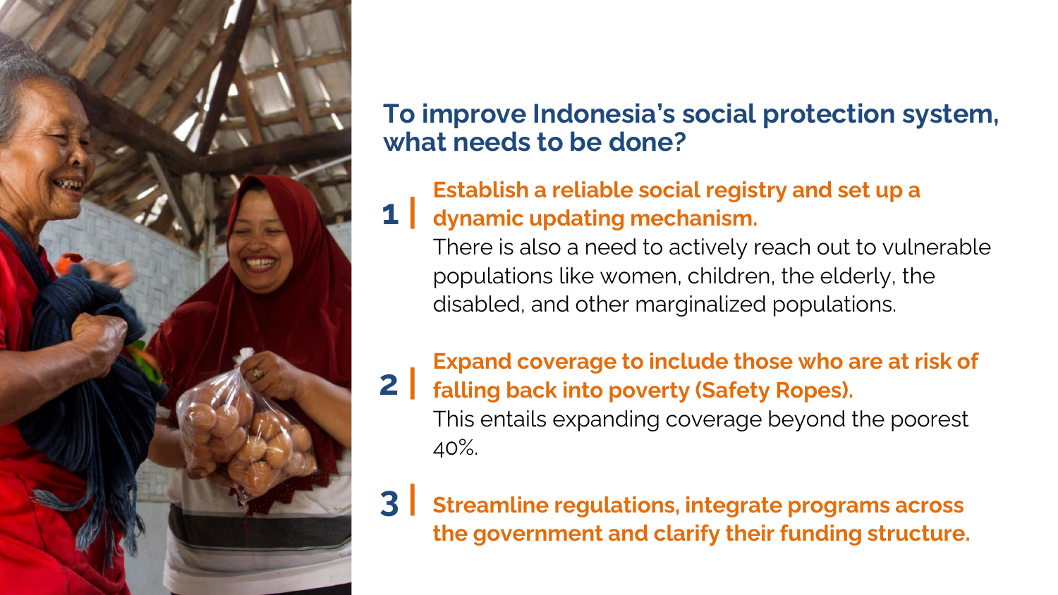## To improve Indonesia's social protection system, what needs to be done?

1. **Establish a reliable social registry and set up a dynamic updating mechanism.**
   There is also a need to actively reach out to vulnerable populations like women, children, the elderly, the disabled, and other marginalized populations.

2. **Expand coverage to include those who are at risk of falling back into poverty (Safety Ropes).**
   This entails expanding coverage beyond the poorest 40%.

3. **Streamline regulations, integrate programs across the government and clarify their funding structure.**